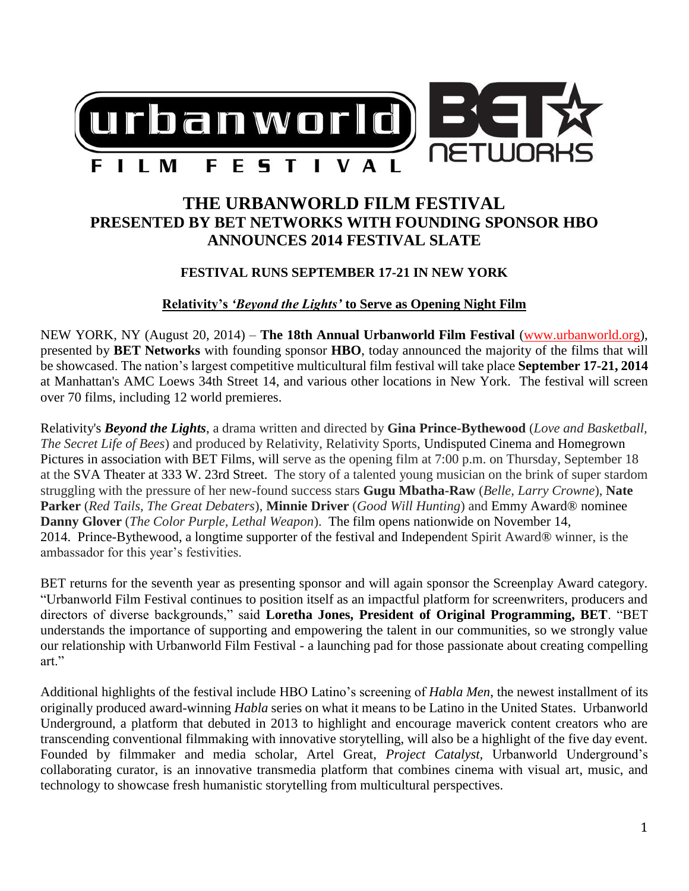# THE URBANWORLD FILM FESTIVAL PRESENTED BY BET NETWORKS WITH FOUNDING SPONSOR HBO ANNOUNCES 2014 FESTIVAL SLATE

### FESTIVAL RUNS SEPTEMBER 17-21 IN NEW YORK

**Relativity's *'Beyond the Lights'* to Serve as Opening Night Film**

NEW YORK, NY (August 20, 2014) – **The 18th Annual Urbanworld Film Festival** (www.urbanworld.org), presented by **BET Networks** with founding sponsor **HBO**, today announced the majority of the films that will be showcased. The nation's largest competitive multicultural film festival will take place **September 17-21, 2014** at Manhattan's AMC Loews 34th Street 14, and various other locations in New York. The festival will screen over 70 films, including 12 world premieres.

Relativity's ***Beyond the Lights***, a drama written and directed by **Gina Prince-Bythewood** (*Love and Basketball, The Secret Life of Bees*) and produced by Relativity, Relativity Sports, Undisputed Cinema and Homegrown Pictures in association with BET Films, will serve as the opening film at 7:00 p.m. on Thursday, September 18 at the SVA Theater at 333 W. 23rd Street. The story of a talented young musician on the brink of super stardom struggling with the pressure of her new-found success stars **Gugu Mbatha-Raw** (*Belle, Larry Crowne*), **Nate Parker** (*Red Tails, The Great Debaters*), **Minnie Driver** (*Good Will Hunting*) and Emmy Award® nominee **Danny Glover** (*The Color Purple, Lethal Weapon*). The film opens nationwide on November 14, 2014. Prince-Bythewood, a longtime supporter of the festival and Independent Spirit Award® winner, is the ambassador for this year's festivities.

BET returns for the seventh year as presenting sponsor and will again sponsor the Screenplay Award category. "Urbanworld Film Festival continues to position itself as an impactful platform for screenwriters, producers and directors of diverse backgrounds," said **Loretha Jones, President of Original Programming, BET**. "BET understands the importance of supporting and empowering the talent in our communities, so we strongly value our relationship with Urbanworld Film Festival - a launching pad for those passionate about creating compelling art."

Additional highlights of the festival include HBO Latino's screening of *Habla Men*, the newest installment of its originally produced award-winning *Habla* series on what it means to be Latino in the United States. Urbanworld Underground, a platform that debuted in 2013 to highlight and encourage maverick content creators who are transcending conventional filmmaking with innovative storytelling, will also be a highlight of the five day event. Founded by filmmaker and media scholar, Artel Great, *Project Catalyst*, Urbanworld Underground's collaborating curator, is an innovative transmedia platform that combines cinema with visual art, music, and technology to showcase fresh humanistic storytelling from multicultural perspectives.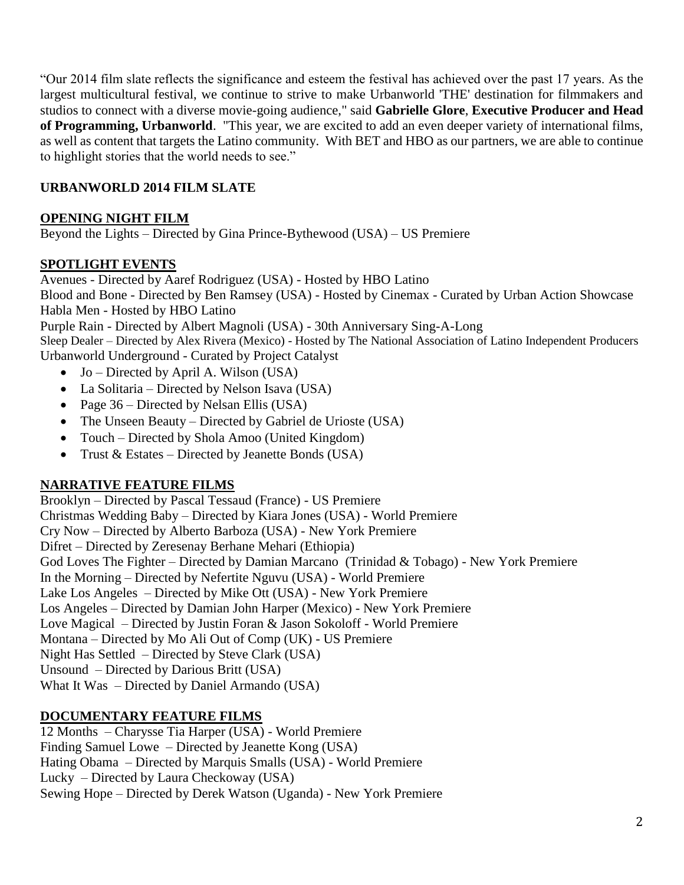"Our 2014 film slate reflects the significance and esteem the festival has achieved over the past 17 years. As the largest multicultural festival, we continue to strive to make Urbanworld 'THE' destination for filmmakers and studios to connect with a diverse movie-going audience," said **Gabrielle Glore**, **Executive Producer and Head of Programming, Urbanworld**. "This year, we are excited to add an even deeper variety of international films, as well as content that targets the Latino community. With BET and HBO as our partners, we are able to continue to highlight stories that the world needs to see."

## URBANWORLD 2014 FILM SLATE

### OPENING NIGHT FILM

Beyond the Lights – Directed by Gina Prince-Bythewood (USA) – US Premiere

### SPOTLIGHT EVENTS

Avenues - Directed by Aaref Rodriguez (USA) - Hosted by HBO Latino
Blood and Bone - Directed by Ben Ramsey (USA) - Hosted by Cinemax - Curated by Urban Action Showcase
Habla Men - Hosted by HBO Latino
Purple Rain - Directed by Albert Magnoli (USA) - 30th Anniversary Sing-A-Long
Sleep Dealer – Directed by Alex Rivera (Mexico) - Hosted by The National Association of Latino Independent Producers
Urbanworld Underground - Curated by Project Catalyst

- Jo – Directed by April A. Wilson (USA)
- La Solitaria – Directed by Nelson Isava (USA)
- Page 36 – Directed by Nelsan Ellis (USA)
- The Unseen Beauty – Directed by Gabriel de Urioste (USA)
- Touch – Directed by Shola Amoo (United Kingdom)
- Trust & Estates – Directed by Jeanette Bonds (USA)

### NARRATIVE FEATURE FILMS

Brooklyn – Directed by Pascal Tessaud (France) - US Premiere
Christmas Wedding Baby – Directed by Kiara Jones (USA) - World Premiere
Cry Now – Directed by Alberto Barboza (USA) - New York Premiere
Difret – Directed by Zeresenay Berhane Mehari (Ethiopia)
God Loves The Fighter – Directed by Damian Marcano (Trinidad & Tobago) - New York Premiere
In the Morning – Directed by Nefertite Nguvu (USA) - World Premiere
Lake Los Angeles – Directed by Mike Ott (USA) - New York Premiere
Los Angeles – Directed by Damian John Harper (Mexico) - New York Premiere
Love Magical – Directed by Justin Foran & Jason Sokoloff - World Premiere
Montana – Directed by Mo Ali Out of Comp (UK) - US Premiere
Night Has Settled – Directed by Steve Clark (USA)
Unsound – Directed by Darious Britt (USA)
What It Was – Directed by Daniel Armando (USA)

### DOCUMENTARY FEATURE FILMS

12 Months – Charysse Tia Harper (USA) - World Premiere
Finding Samuel Lowe – Directed by Jeanette Kong (USA)
Hating Obama – Directed by Marquis Smalls (USA) - World Premiere
Lucky – Directed by Laura Checkoway (USA)
Sewing Hope – Directed by Derek Watson (Uganda) - New York Premiere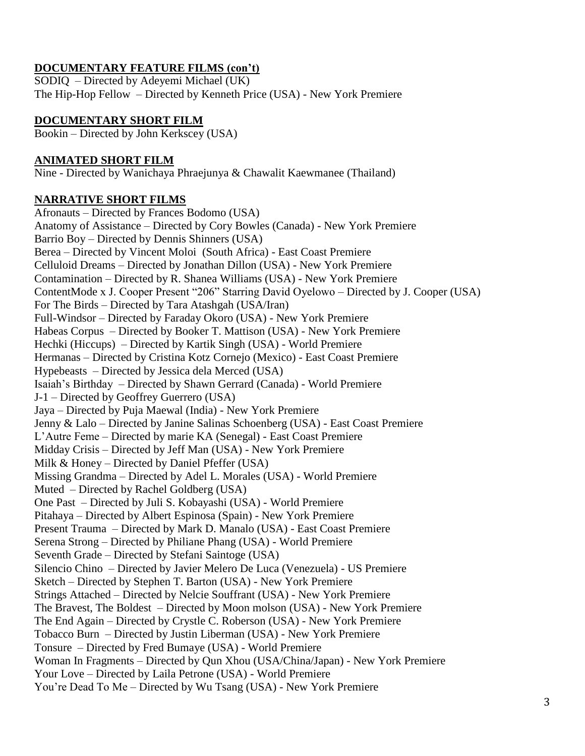## DOCUMENTARY FEATURE FILMS (con't)

SODIQ – Directed by Adeyemi Michael (UK)
The Hip-Hop Fellow – Directed by Kenneth Price (USA) - New York Premiere

## DOCUMENTARY SHORT FILM

Bookin – Directed by John Kerkscey (USA)

## ANIMATED SHORT FILM

Nine - Directed by Wanichaya Phraejunya & Chawalit Kaewmanee (Thailand)

## NARRATIVE SHORT FILMS

Afronauts – Directed by Frances Bodomo (USA)
Anatomy of Assistance – Directed by Cory Bowles (Canada) - New York Premiere
Barrio Boy – Directed by Dennis Shinners (USA)
Berea – Directed by Vincent Moloi (South Africa) - East Coast Premiere
Celluloid Dreams – Directed by Jonathan Dillon (USA) - New York Premiere
Contamination – Directed by R. Shanea Williams (USA) - New York Premiere
ContentMode x J. Cooper Present "206" Starring David Oyelowo – Directed by J. Cooper (USA)
For The Birds – Directed by Tara Atashgah (USA/Iran)
Full-Windsor – Directed by Faraday Okoro (USA) - New York Premiere
Habeas Corpus – Directed by Booker T. Mattison (USA) - New York Premiere
Hechki (Hiccups) – Directed by Kartik Singh (USA) - World Premiere
Hermanas – Directed by Cristina Kotz Cornejo (Mexico) - East Coast Premiere
Hypebeasts – Directed by Jessica dela Merced (USA)
Isaiah's Birthday – Directed by Shawn Gerrard (Canada) - World Premiere
J-1 – Directed by Geoffrey Guerrero (USA)
Jaya – Directed by Puja Maewal (India) - New York Premiere
Jenny & Lalo – Directed by Janine Salinas Schoenberg (USA) - East Coast Premiere
L'Autre Feme – Directed by marie KA (Senegal) - East Coast Premiere
Midday Crisis – Directed by Jeff Man (USA) - New York Premiere
Milk & Honey – Directed by Daniel Pfeffer (USA)
Missing Grandma – Directed by Adel L. Morales (USA) - World Premiere
Muted – Directed by Rachel Goldberg (USA)
One Past – Directed by Juli S. Kobayashi (USA) - World Premiere
Pitahaya – Directed by Albert Espinosa (Spain) - New York Premiere
Present Trauma – Directed by Mark D. Manalo (USA) - East Coast Premiere
Serena Strong – Directed by Philiane Phang (USA) - World Premiere
Seventh Grade – Directed by Stefani Saintoge (USA)
Silencio Chino – Directed by Javier Melero De Luca (Venezuela) - US Premiere
Sketch – Directed by Stephen T. Barton (USA) - New York Premiere
Strings Attached – Directed by Nelcie Souffrant (USA) - New York Premiere
The Bravest, The Boldest – Directed by Moon molson (USA) - New York Premiere
The End Again – Directed by Crystle C. Roberson (USA) - New York Premiere
Tobacco Burn – Directed by Justin Liberman (USA) - New York Premiere
Tonsure – Directed by Fred Bumaye (USA) - World Premiere
Woman In Fragments – Directed by Qun Xhou (USA/China/Japan) - New York Premiere
Your Love – Directed by Laila Petrone (USA) - World Premiere
You're Dead To Me – Directed by Wu Tsang (USA) - New York Premiere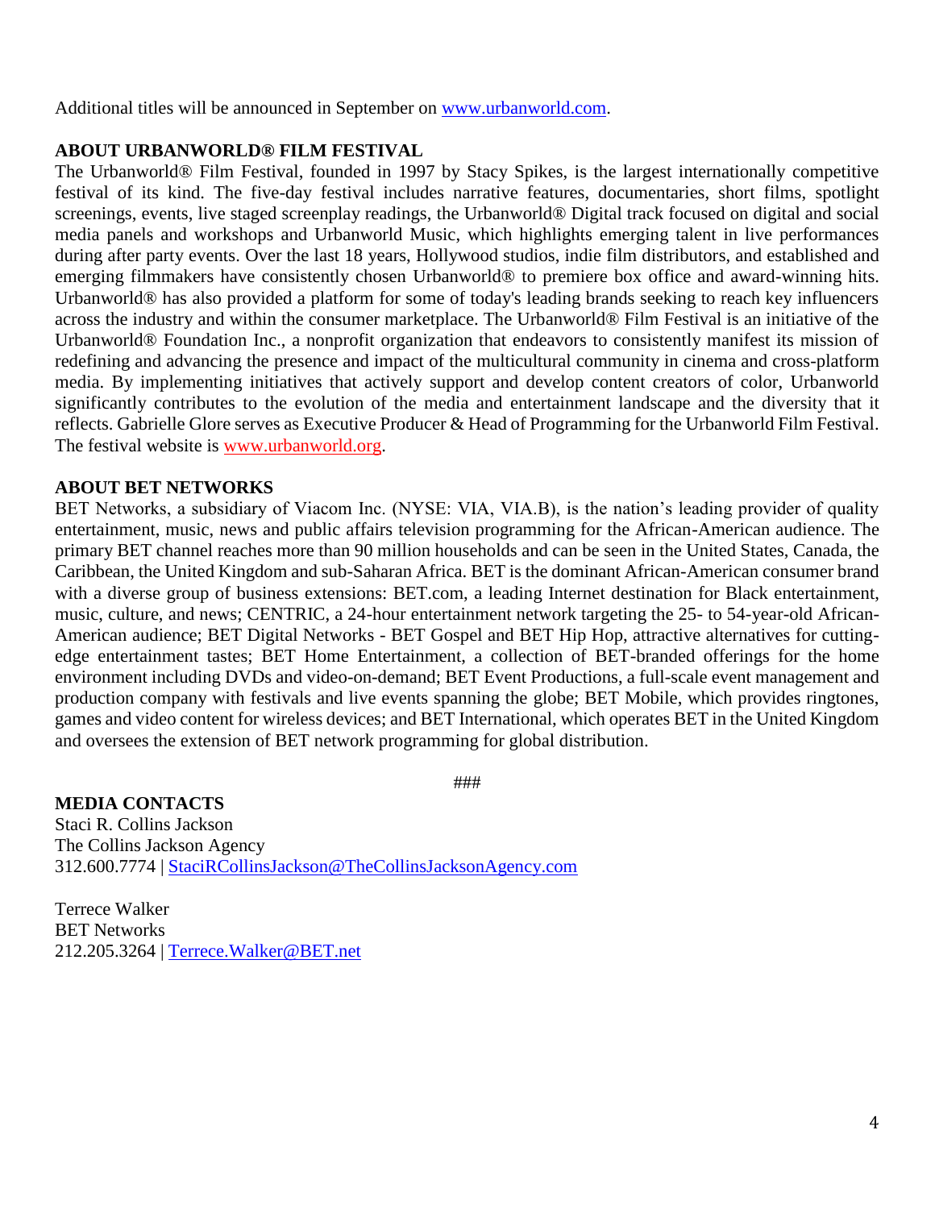Additional titles will be announced in September on [www.urbanworld.com](http://www.urbanworld.com).

## ABOUT URBANWORLD® FILM FESTIVAL

The Urbanworld® Film Festival, founded in 1997 by Stacy Spikes, is the largest internationally competitive festival of its kind. The five-day festival includes narrative features, documentaries, short films, spotlight screenings, events, live staged screenplay readings, the Urbanworld® Digital track focused on digital and social media panels and workshops and Urbanworld Music, which highlights emerging talent in live performances during after party events. Over the last 18 years, Hollywood studios, indie film distributors, and established and emerging filmmakers have consistently chosen Urbanworld® to premiere box office and award-winning hits. Urbanworld® has also provided a platform for some of today's leading brands seeking to reach key influencers across the industry and within the consumer marketplace. The Urbanworld® Film Festival is an initiative of the Urbanworld® Foundation Inc., a nonprofit organization that endeavors to consistently manifest its mission of redefining and advancing the presence and impact of the multicultural community in cinema and cross-platform media. By implementing initiatives that actively support and develop content creators of color, Urbanworld significantly contributes to the evolution of the media and entertainment landscape and the diversity that it reflects. Gabrielle Glore serves as Executive Producer & Head of Programming for the Urbanworld Film Festival. The festival website is [www.urbanworld.org](http://www.urbanworld.org).

## ABOUT BET NETWORKS

BET Networks, a subsidiary of Viacom Inc. (NYSE: VIA, VIA.B), is the nation's leading provider of quality entertainment, music, news and public affairs television programming for the African-American audience. The primary BET channel reaches more than 90 million households and can be seen in the United States, Canada, the Caribbean, the United Kingdom and sub-Saharan Africa. BET is the dominant African-American consumer brand with a diverse group of business extensions: BET.com, a leading Internet destination for Black entertainment, music, culture, and news; CENTRIC, a 24-hour entertainment network targeting the 25- to 54-year-old African-American audience; BET Digital Networks - BET Gospel and BET Hip Hop, attractive alternatives for cutting-edge entertainment tastes; BET Home Entertainment, a collection of BET-branded offerings for the home environment including DVDs and video-on-demand; BET Event Productions, a full-scale event management and production company with festivals and live events spanning the globe; BET Mobile, which provides ringtones, games and video content for wireless devices; and BET International, which operates BET in the United Kingdom and oversees the extension of BET network programming for global distribution.

###

**MEDIA CONTACTS**

Staci R. Collins Jackson
The Collins Jackson Agency
312.600.7774 | [StaciRCollinsJackson@TheCollinsJacksonAgency.com](mailto:StaciRCollinsJackson@TheCollinsJacksonAgency.com)

Terrece Walker
BET Networks
212.205.3264 | [Terrece.Walker@BET.net](mailto:Terrece.Walker@BET.net)